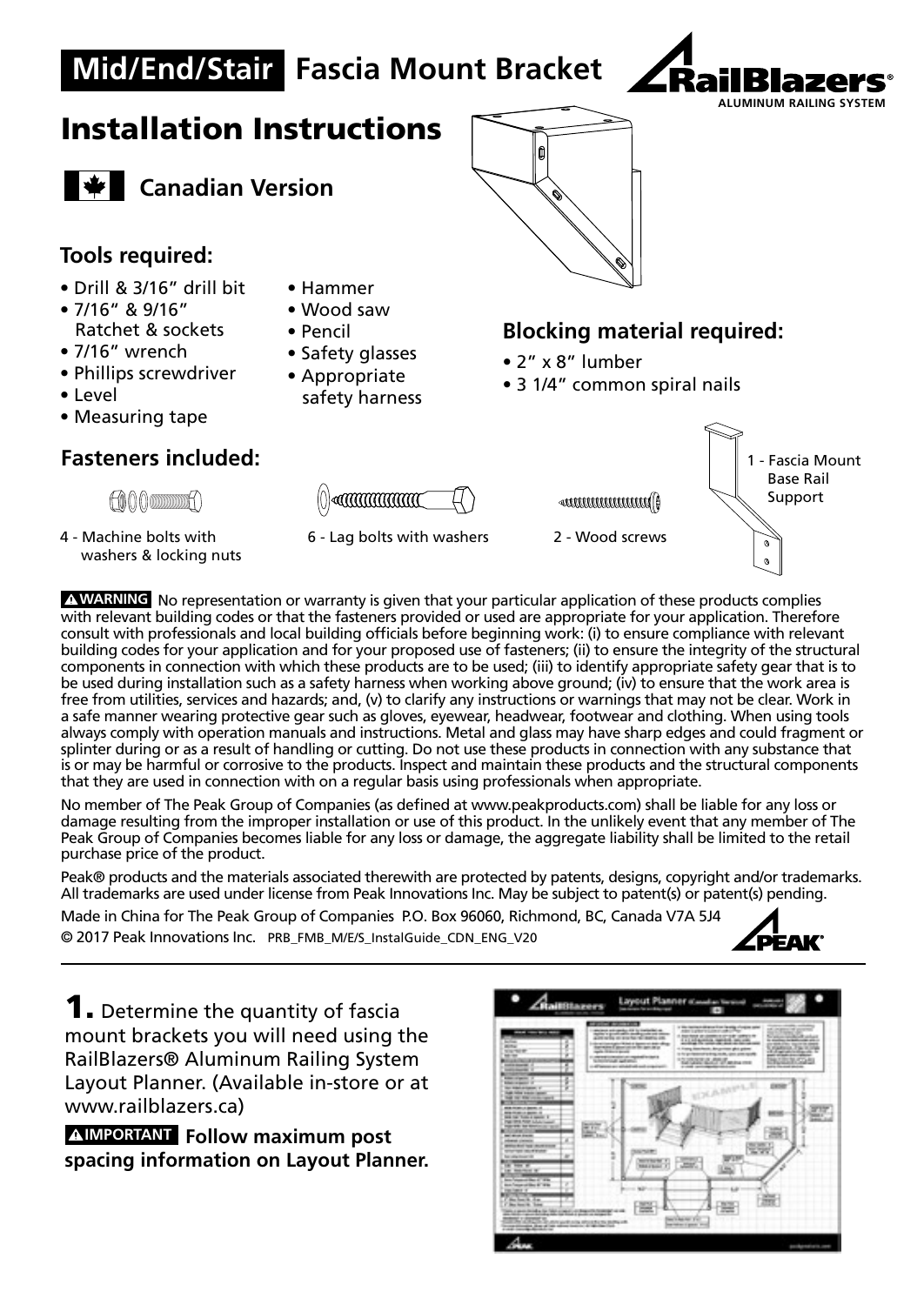# Mid/End/Stair Fascia Mount Bracket

RailBlazers® ALUMINUM RAILING SYSTEM

# Installation Instructions

## Canadian Version

### Tools required:

- Drill & 3/16" drill bit
- 7/16" & 9/16" Ratchet & sockets
- 7/16" wrench
- Phillips screwdriver
- Level
- Measuring tape
- Hammer
- Wood saw
- Pencil
- Safety glasses
- Appropriate safety harness

### Blocking material required:

- 2" x 8" lumber
- 3 1/4" common spiral nails

### Fasteners included:

4 - Machine bolts with washers & locking nuts

6 - Lag bolts with washers

2 - Wood screws

1 - Fascia Mount Base Rail Support

**⚠WARNING** No representation or warranty is given that your particular application of these products complies with relevant building codes or that the fasteners provided or used are appropriate for your application. Therefore consult with professionals and local building officials before beginning work: (i) to ensure compliance with relevant building codes for your application and for your proposed use of fasteners; (ii) to ensure the integrity of the structural components in connection with which these products are to be used; (iii) to identify appropriate safety gear that is to be used during installation such as a safety harness when working above ground; (iv) to ensure that the work area is free from utilities, services and hazards; and, (v) to clarify any instructions or warnings that may not be clear. Work in a safe manner wearing protective gear such as gloves, eyewear, headwear, footwear and clothing. When using tools always comply with operation manuals and instructions. Metal and glass may have sharp edges and could fragment or splinter during or as a result of handling or cutting. Do not use these products in connection with any substance that is or may be harmful or corrosive to the products. Inspect and maintain these products and the structural components that they are used in connection with on a regular basis using professionals when appropriate.

No member of The Peak Group of Companies (as defined at www.peakproducts.com) shall be liable for any loss or damage resulting from the improper installation or use of this product. In the unlikely event that any member of The Peak Group of Companies becomes liable for any loss or damage, the aggregate liability shall be limited to the retail purchase price of the product.

Peak® products and the materials associated therewith are protected by patents, designs, copyright and/or trademarks. All trademarks are used under license from Peak Innovations Inc. May be subject to patent(s) or patent(s) pending.

Made in China for The Peak Group of Companies P.O. Box 96060, Richmond, BC, Canada V7A 5J4

© 2017 Peak Innovations Inc. PRB_FMB_M/E/S_InstalGuide_CDN_ENG_V20

**1.** Determine the quantity of fascia mount brackets you will need using the RailBlazers® Aluminum Railing System Layout Planner. (Available in-store or at www.railblazers.ca)

**⚠IMPORTANT Follow maximum post spacing information on Layout Planner.**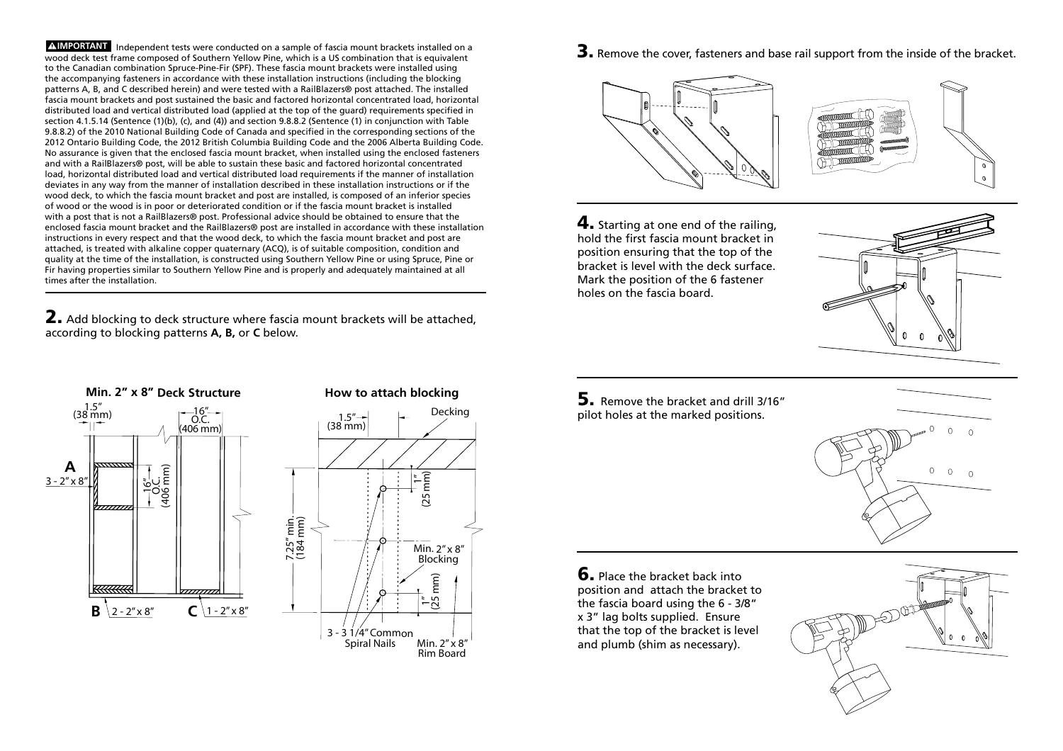**⚠IMPORTANT** Independent tests were conducted on a sample of fascia mount brackets installed on a wood deck test frame composed of Southern Yellow Pine, which is a US combination that is equivalent to the Canadian combination Spruce-Pine-Fir (SPF). These fascia mount brackets were installed using the accompanying fasteners in accordance with these installation instructions (including the blocking patterns A, B, and C described herein) and were tested with a RailBlazers® post attached. The installed fascia mount brackets and post sustained the basic and factored horizontal concentrated load, horizontal distributed load and vertical distributed load (applied at the top of the guard) requirements specified in section 4.1.5.14 (Sentence (1)(b), (c), and (4)) and section 9.8.8.2 (Sentence (1) in conjunction with Table 9.8.8.2) of the 2010 National Building Code of Canada and specified in the corresponding sections of the 2012 Ontario Building Code, the 2012 British Columbia Building Code and the 2006 Alberta Building Code. No assurance is given that the enclosed fascia mount bracket, when installed using the enclosed fasteners and with a RailBlazers® post, will be able to sustain these basic and factored horizontal concentrated load, horizontal distributed load and vertical distributed load requirements if the manner of installation deviates in any way from the manner of installation described in these installation instructions or if the wood deck, to which the fascia mount bracket and post are installed, is composed of an inferior species of wood or the wood is in poor or deteriorated condition or if the fascia mount bracket is installed with a post that is not a RailBlazers® post. Professional advice should be obtained to ensure that the enclosed fascia mount bracket and the RailBlazers® post are installed in accordance with these installation instructions in every respect and that the wood deck, to which the fascia mount bracket and post are attached, is treated with alkaline copper quaternary (ACQ), is of suitable composition, condition and quality at the time of the installation, is constructed using Southern Yellow Pine or using Spruce, Pine or Fir having properties similar to Southern Yellow Pine and is properly and adequately maintained at all times after the installation.

**2.** Add blocking to deck structure where fascia mount brackets will be attached, according to blocking patterns **A, B,** or **C** below.

**Min. 2" x 8" Deck Structure**

1.5" (38 mm)

16" O.C. (406 mm)

**A** 3 - 2" x 8"

16" O.C. (406 mm)

**B** 2 - 2" x 8"

**C** 1 - 2" x 8"

**How to attach blocking**

1.5" (38 mm)

Decking

1" (25 mm)

7.25" min. (184 mm)

Min. 2" x 8" Blocking

1" (25 mm)

3 - 3 1/4" Common Spiral Nails

Min. 2" x 8" Rim Board

**3.** Remove the cover, fasteners and base rail support from the inside of the bracket.

**4.** Starting at one end of the railing, hold the first fascia mount bracket in position ensuring that the top of the bracket is level with the deck surface. Mark the position of the 6 fastener holes on the fascia board.

**5.** Remove the bracket and drill 3/16" pilot holes at the marked positions.

**6.** Place the bracket back into position and attach the bracket to the fascia board using the 6 - 3/8" x 3" lag bolts supplied. Ensure that the top of the bracket is level and plumb (shim as necessary).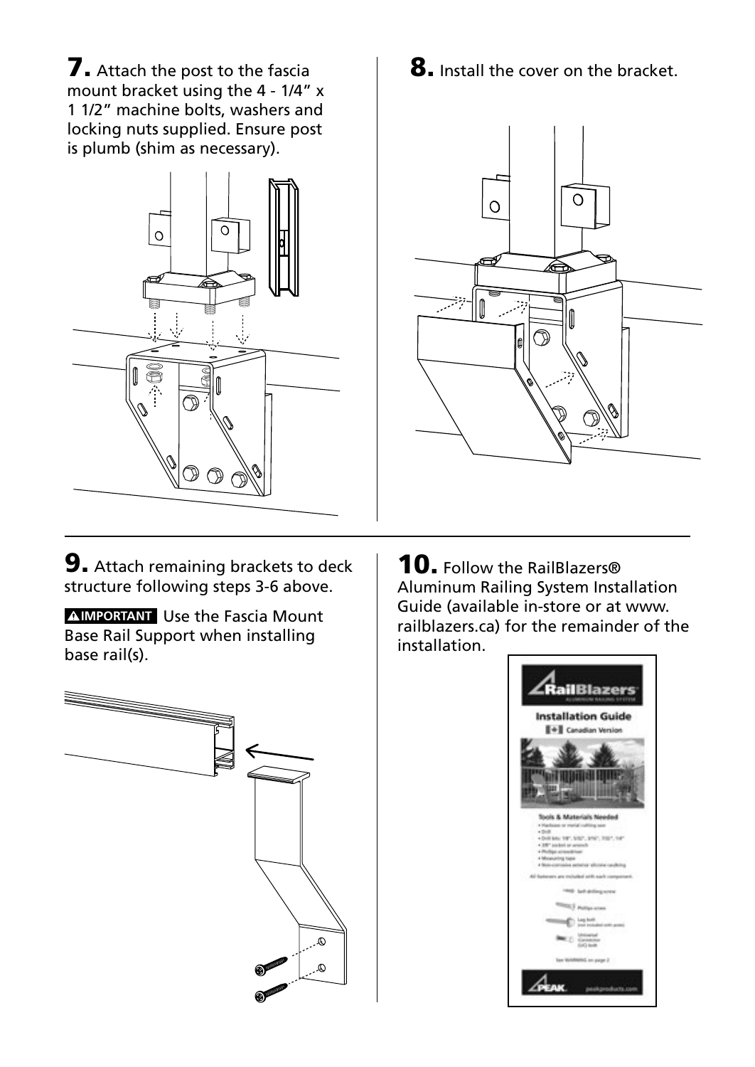**7.** Attach the post to the fascia mount bracket using the 4 - 1/4" x 1 1/2" machine bolts, washers and locking nuts supplied. Ensure post is plumb (shim as necessary).

**8.** Install the cover on the bracket.

**9.** Attach remaining brackets to deck structure following steps 3-6 above.

**⚠ IMPORTANT** Use the Fascia Mount Base Rail Support when installing base rail(s).

**10.** Follow the RailBlazers® Aluminum Railing System Installation Guide (available in-store or at www.railblazers.ca) for the remainder of the installation.